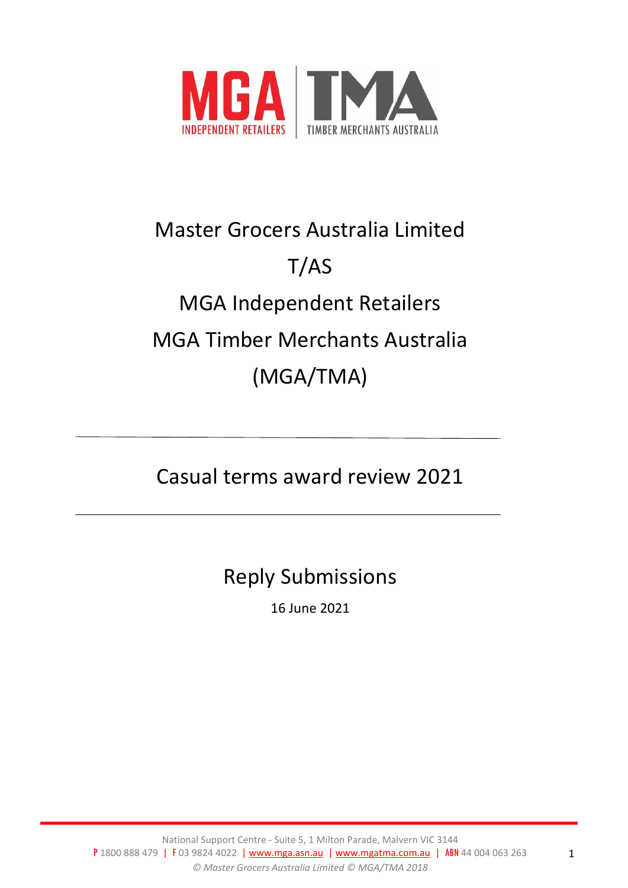# Master Grocers Australia Limited

# T/AS

# MGA Independent Retailers

# MGA Timber Merchants Australia

# (MGA/TMA)

---

## Casual terms award review 2021

---

## Reply Submissions

16 June 2021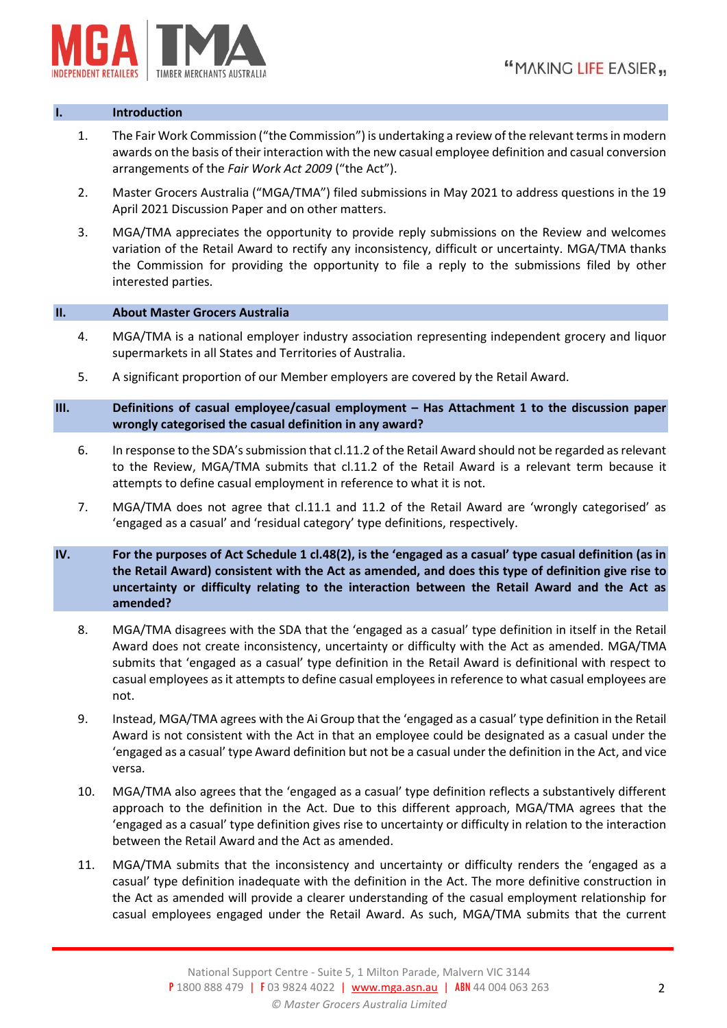## I. Introduction

1. The Fair Work Commission ("the Commission") is undertaking a review of the relevant terms in modern awards on the basis of their interaction with the new casual employee definition and casual conversion arrangements of the *Fair Work Act 2009* ("the Act").

2. Master Grocers Australia ("MGA/TMA") filed submissions in May 2021 to address questions in the 19 April 2021 Discussion Paper and on other matters.

3. MGA/TMA appreciates the opportunity to provide reply submissions on the Review and welcomes variation of the Retail Award to rectify any inconsistency, difficult or uncertainty. MGA/TMA thanks the Commission for providing the opportunity to file a reply to the submissions filed by other interested parties.

## II. About Master Grocers Australia

4. MGA/TMA is a national employer industry association representing independent grocery and liquor supermarkets in all States and Territories of Australia.

5. A significant proportion of our Member employers are covered by the Retail Award.

## III. Definitions of casual employee/casual employment – Has Attachment 1 to the discussion paper wrongly categorised the casual definition in any award?

6. In response to the SDA's submission that cl.11.2 of the Retail Award should not be regarded as relevant to the Review, MGA/TMA submits that cl.11.2 of the Retail Award is a relevant term because it attempts to define casual employment in reference to what it is not.

7. MGA/TMA does not agree that cl.11.1 and 11.2 of the Retail Award are 'wrongly categorised' as 'engaged as a casual' and 'residual category' type definitions, respectively.

## IV. For the purposes of Act Schedule 1 cl.48(2), is the 'engaged as a casual' type casual definition (as in the Retail Award) consistent with the Act as amended, and does this type of definition give rise to uncertainty or difficulty relating to the interaction between the Retail Award and the Act as amended?

8. MGA/TMA disagrees with the SDA that the 'engaged as a casual' type definition in itself in the Retail Award does not create inconsistency, uncertainty or difficulty with the Act as amended. MGA/TMA submits that 'engaged as a casual' type definition in the Retail Award is definitional with respect to casual employees as it attempts to define casual employees in reference to what casual employees are not.

9. Instead, MGA/TMA agrees with the Ai Group that the 'engaged as a casual' type definition in the Retail Award is not consistent with the Act in that an employee could be designated as a casual under the 'engaged as a casual' type Award definition but not be a casual under the definition in the Act, and vice versa.

10. MGA/TMA also agrees that the 'engaged as a casual' type definition reflects a substantively different approach to the definition in the Act. Due to this different approach, MGA/TMA agrees that the 'engaged as a casual' type definition gives rise to uncertainty or difficulty in relation to the interaction between the Retail Award and the Act as amended.

11. MGA/TMA submits that the inconsistency and uncertainty or difficulty renders the 'engaged as a casual' type definition inadequate with the definition in the Act. The more definitive construction in the Act as amended will provide a clearer understanding of the casual employment relationship for casual employees engaged under the Retail Award. As such, MGA/TMA submits that the current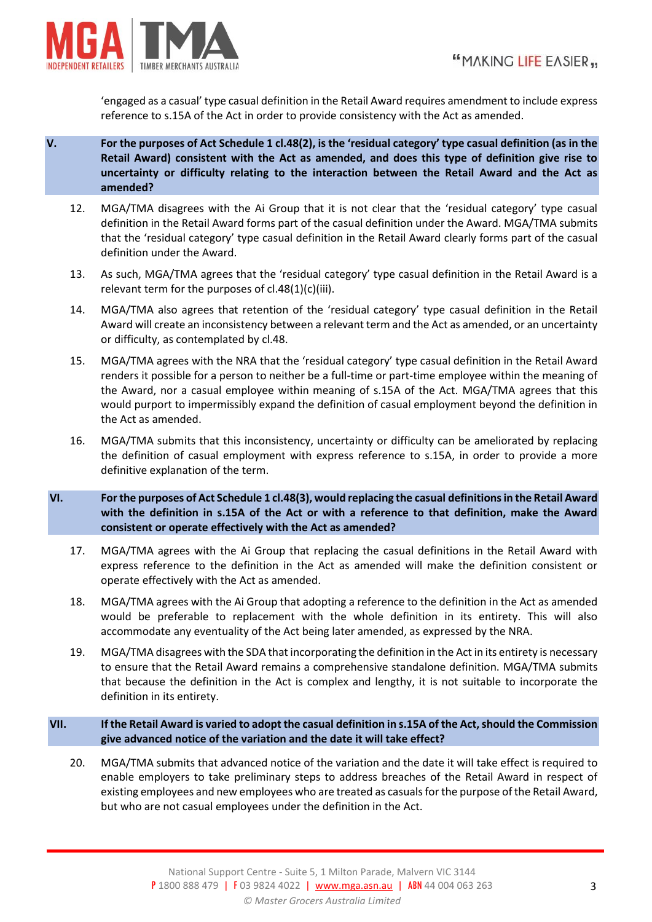'engaged as a casual' type casual definition in the Retail Award requires amendment to include express reference to s.15A of the Act in order to provide consistency with the Act as amended.

## V. For the purposes of Act Schedule 1 cl.48(2), is the 'residual category' type casual definition (as in the Retail Award) consistent with the Act as amended, and does this type of definition give rise to uncertainty or difficulty relating to the interaction between the Retail Award and the Act as amended?

12. MGA/TMA disagrees with the Ai Group that it is not clear that the 'residual category' type casual definition in the Retail Award forms part of the casual definition under the Award. MGA/TMA submits that the 'residual category' type casual definition in the Retail Award clearly forms part of the casual definition under the Award.

13. As such, MGA/TMA agrees that the 'residual category' type casual definition in the Retail Award is a relevant term for the purposes of cl.48(1)(c)(iii).

14. MGA/TMA also agrees that retention of the 'residual category' type casual definition in the Retail Award will create an inconsistency between a relevant term and the Act as amended, or an uncertainty or difficulty, as contemplated by cl.48.

15. MGA/TMA agrees with the NRA that the 'residual category' type casual definition in the Retail Award renders it possible for a person to neither be a full-time or part-time employee within the meaning of the Award, nor a casual employee within meaning of s.15A of the Act. MGA/TMA agrees that this would purport to impermissibly expand the definition of casual employment beyond the definition in the Act as amended.

16. MGA/TMA submits that this inconsistency, uncertainty or difficulty can be ameliorated by replacing the definition of casual employment with express reference to s.15A, in order to provide a more definitive explanation of the term.

## VI. For the purposes of Act Schedule 1 cl.48(3), would replacing the casual definitions in the Retail Award with the definition in s.15A of the Act or with a reference to that definition, make the Award consistent or operate effectively with the Act as amended?

17. MGA/TMA agrees with the Ai Group that replacing the casual definitions in the Retail Award with express reference to the definition in the Act as amended will make the definition consistent or operate effectively with the Act as amended.

18. MGA/TMA agrees with the Ai Group that adopting a reference to the definition in the Act as amended would be preferable to replacement with the whole definition in its entirety. This will also accommodate any eventuality of the Act being later amended, as expressed by the NRA.

19. MGA/TMA disagrees with the SDA that incorporating the definition in the Act in its entirety is necessary to ensure that the Retail Award remains a comprehensive standalone definition. MGA/TMA submits that because the definition in the Act is complex and lengthy, it is not suitable to incorporate the definition in its entirety.

## VII. If the Retail Award is varied to adopt the casual definition in s.15A of the Act, should the Commission give advanced notice of the variation and the date it will take effect?

20. MGA/TMA submits that advanced notice of the variation and the date it will take effect is required to enable employers to take preliminary steps to address breaches of the Retail Award in respect of existing employees and new employees who are treated as casuals for the purpose of the Retail Award, but who are not casual employees under the definition in the Act.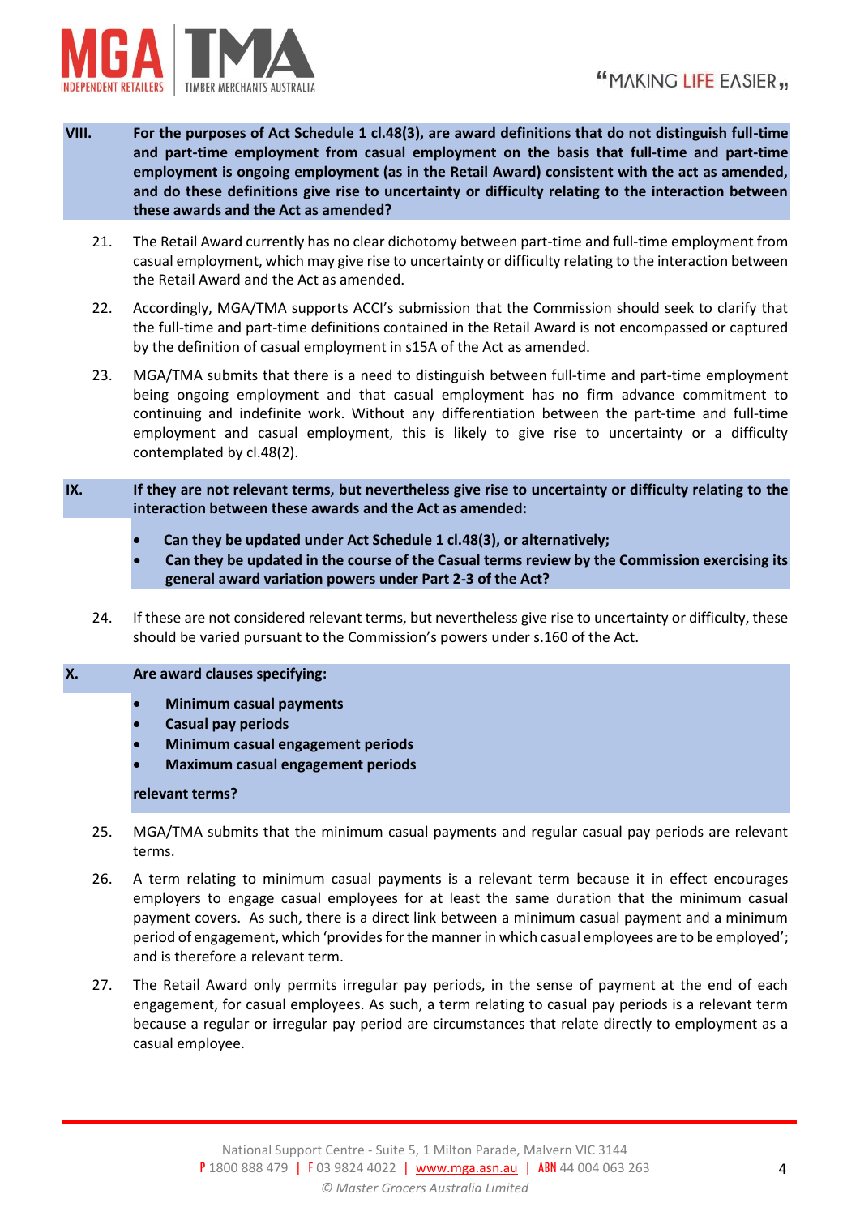**VIII. For the purposes of Act Schedule 1 cl.48(3), are award definitions that do not distinguish full-time and part-time employment from casual employment on the basis that full-time and part-time employment is ongoing employment (as in the Retail Award) consistent with the act as amended, and do these definitions give rise to uncertainty or difficulty relating to the interaction between these awards and the Act as amended?**

21. The Retail Award currently has no clear dichotomy between part-time and full-time employment from casual employment, which may give rise to uncertainty or difficulty relating to the interaction between the Retail Award and the Act as amended.

22. Accordingly, MGA/TMA supports ACCI's submission that the Commission should seek to clarify that the full-time and part-time definitions contained in the Retail Award is not encompassed or captured by the definition of casual employment in s15A of the Act as amended.

23. MGA/TMA submits that there is a need to distinguish between full-time and part-time employment being ongoing employment and that casual employment has no firm advance commitment to continuing and indefinite work. Without any differentiation between the part-time and full-time employment and casual employment, this is likely to give rise to uncertainty or a difficulty contemplated by cl.48(2).

**IX. If they are not relevant terms, but nevertheless give rise to uncertainty or difficulty relating to the interaction between these awards and the Act as amended:**

- **Can they be updated under Act Schedule 1 cl.48(3), or alternatively;**
- **Can they be updated in the course of the Casual terms review by the Commission exercising its general award variation powers under Part 2-3 of the Act?**

24. If these are not considered relevant terms, but nevertheless give rise to uncertainty or difficulty, these should be varied pursuant to the Commission's powers under s.160 of the Act.

**X. Are award clauses specifying:**

- **Minimum casual payments**
- **Casual pay periods**
- **Minimum casual engagement periods**
- **Maximum casual engagement periods**

**relevant terms?**

25. MGA/TMA submits that the minimum casual payments and regular casual pay periods are relevant terms.

26. A term relating to minimum casual payments is a relevant term because it in effect encourages employers to engage casual employees for at least the same duration that the minimum casual payment covers. As such, there is a direct link between a minimum casual payment and a minimum period of engagement, which 'provides for the manner in which casual employees are to be employed'; and is therefore a relevant term.

27. The Retail Award only permits irregular pay periods, in the sense of payment at the end of each engagement, for casual employees. As such, a term relating to casual pay periods is a relevant term because a regular or irregular pay period are circumstances that relate directly to employment as a casual employee.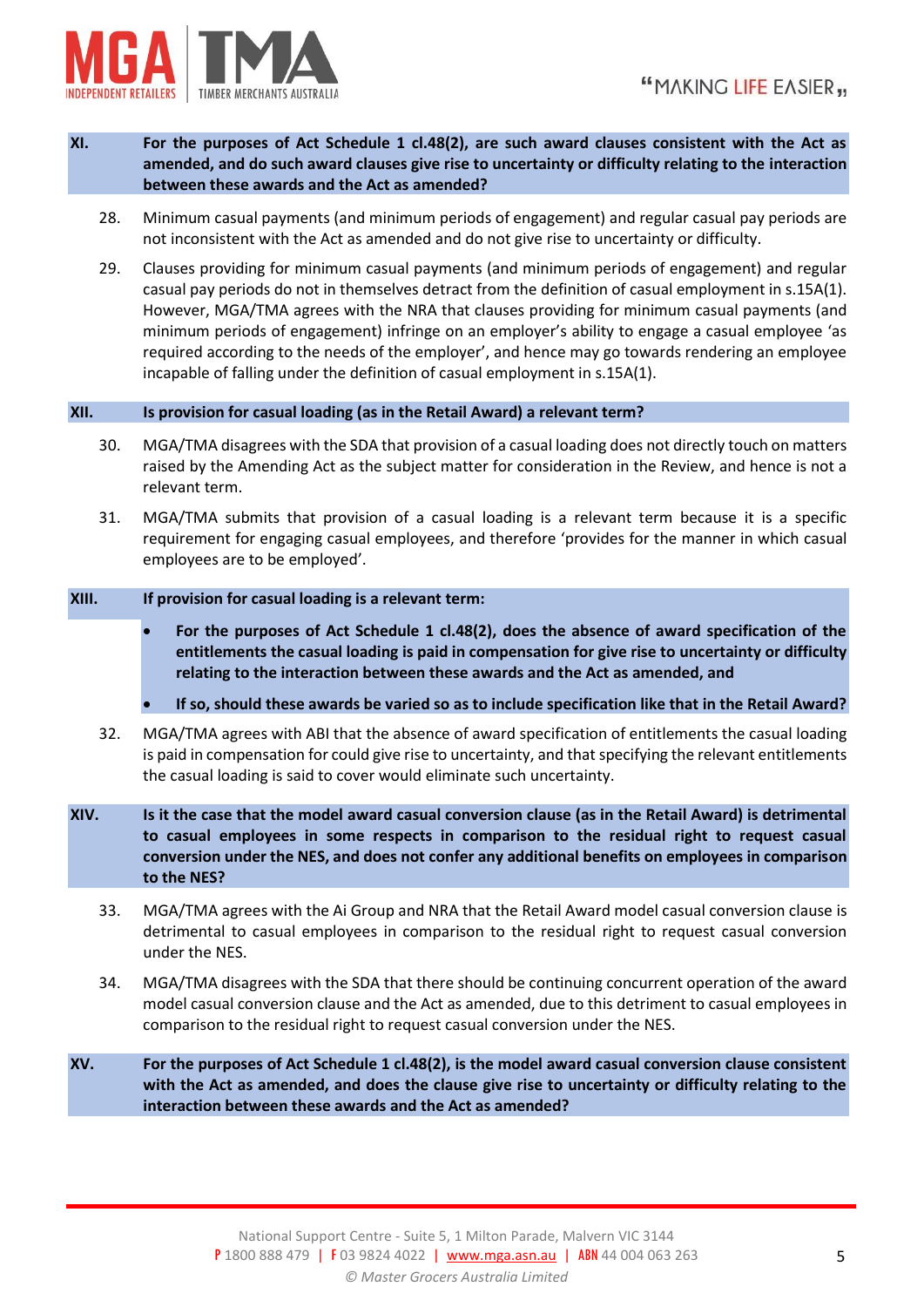**XI. For the purposes of Act Schedule 1 cl.48(2), are such award clauses consistent with the Act as amended, and do such award clauses give rise to uncertainty or difficulty relating to the interaction between these awards and the Act as amended?**

28. Minimum casual payments (and minimum periods of engagement) and regular casual pay periods are not inconsistent with the Act as amended and do not give rise to uncertainty or difficulty.

29. Clauses providing for minimum casual payments (and minimum periods of engagement) and regular casual pay periods do not in themselves detract from the definition of casual employment in s.15A(1). However, MGA/TMA agrees with the NRA that clauses providing for minimum casual payments (and minimum periods of engagement) infringe on an employer's ability to engage a casual employee 'as required according to the needs of the employer', and hence may go towards rendering an employee incapable of falling under the definition of casual employment in s.15A(1).

**XII. Is provision for casual loading (as in the Retail Award) a relevant term?**

30. MGA/TMA disagrees with the SDA that provision of a casual loading does not directly touch on matters raised by the Amending Act as the subject matter for consideration in the Review, and hence is not a relevant term.

31. MGA/TMA submits that provision of a casual loading is a relevant term because it is a specific requirement for engaging casual employees, and therefore 'provides for the manner in which casual employees are to be employed'.

**XIII. If provision for casual loading is a relevant term:**

- **For the purposes of Act Schedule 1 cl.48(2), does the absence of award specification of the entitlements the casual loading is paid in compensation for give rise to uncertainty or difficulty relating to the interaction between these awards and the Act as amended, and**
- **If so, should these awards be varied so as to include specification like that in the Retail Award?**

32. MGA/TMA agrees with ABI that the absence of award specification of entitlements the casual loading is paid in compensation for could give rise to uncertainty, and that specifying the relevant entitlements the casual loading is said to cover would eliminate such uncertainty.

**XIV. Is it the case that the model award casual conversion clause (as in the Retail Award) is detrimental to casual employees in some respects in comparison to the residual right to request casual conversion under the NES, and does not confer any additional benefits on employees in comparison to the NES?**

33. MGA/TMA agrees with the Ai Group and NRA that the Retail Award model casual conversion clause is detrimental to casual employees in comparison to the residual right to request casual conversion under the NES.

34. MGA/TMA disagrees with the SDA that there should be continuing concurrent operation of the award model casual conversion clause and the Act as amended, due to this detriment to casual employees in comparison to the residual right to request casual conversion under the NES.

**XV. For the purposes of Act Schedule 1 cl.48(2), is the model award casual conversion clause consistent with the Act as amended, and does the clause give rise to uncertainty or difficulty relating to the interaction between these awards and the Act as amended?**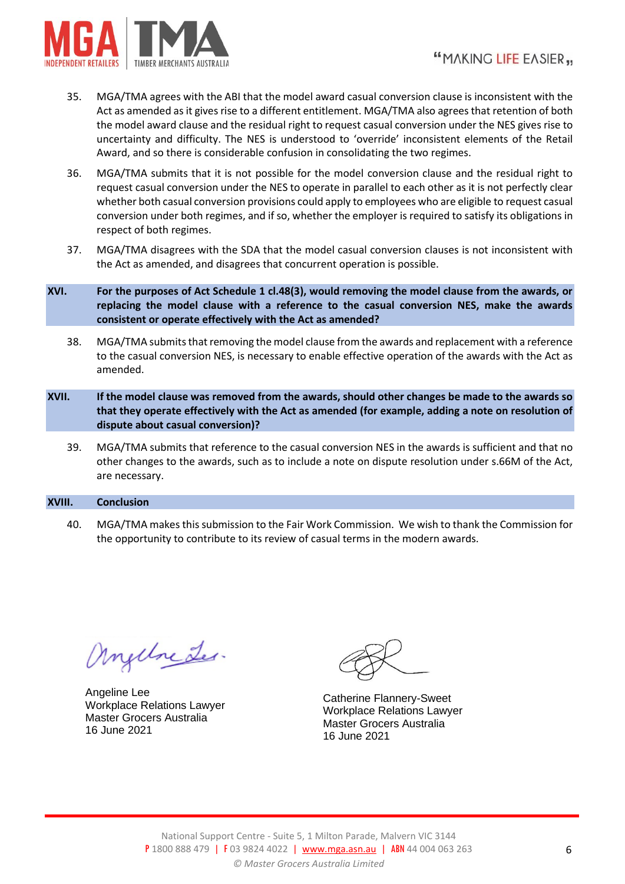35. MGA/TMA agrees with the ABI that the model award casual conversion clause is inconsistent with the Act as amended as it gives rise to a different entitlement. MGA/TMA also agrees that retention of both the model award clause and the residual right to request casual conversion under the NES gives rise to uncertainty and difficulty. The NES is understood to 'override' inconsistent elements of the Retail Award, and so there is considerable confusion in consolidating the two regimes.

36. MGA/TMA submits that it is not possible for the model conversion clause and the residual right to request casual conversion under the NES to operate in parallel to each other as it is not perfectly clear whether both casual conversion provisions could apply to employees who are eligible to request casual conversion under both regimes, and if so, whether the employer is required to satisfy its obligations in respect of both regimes.

37. MGA/TMA disagrees with the SDA that the model casual conversion clauses is not inconsistent with the Act as amended, and disagrees that concurrent operation is possible.

## XVI. For the purposes of Act Schedule 1 cl.48(3), would removing the model clause from the awards, or replacing the model clause with a reference to the casual conversion NES, make the awards consistent or operate effectively with the Act as amended?

38. MGA/TMA submits that removing the model clause from the awards and replacement with a reference to the casual conversion NES, is necessary to enable effective operation of the awards with the Act as amended.

## XVII. If the model clause was removed from the awards, should other changes be made to the awards so that they operate effectively with the Act as amended (for example, adding a note on resolution of dispute about casual conversion)?

39. MGA/TMA submits that reference to the casual conversion NES in the awards is sufficient and that no other changes to the awards, such as to include a note on dispute resolution under s.66M of the Act, are necessary.

## XVIII. Conclusion

40. MGA/TMA makes this submission to the Fair Work Commission. We wish to thank the Commission for the opportunity to contribute to its review of casual terms in the modern awards.

Angeline Lee
Workplace Relations Lawyer
Master Grocers Australia
16 June 2021

Catherine Flannery-Sweet
Workplace Relations Lawyer
Master Grocers Australia
16 June 2021